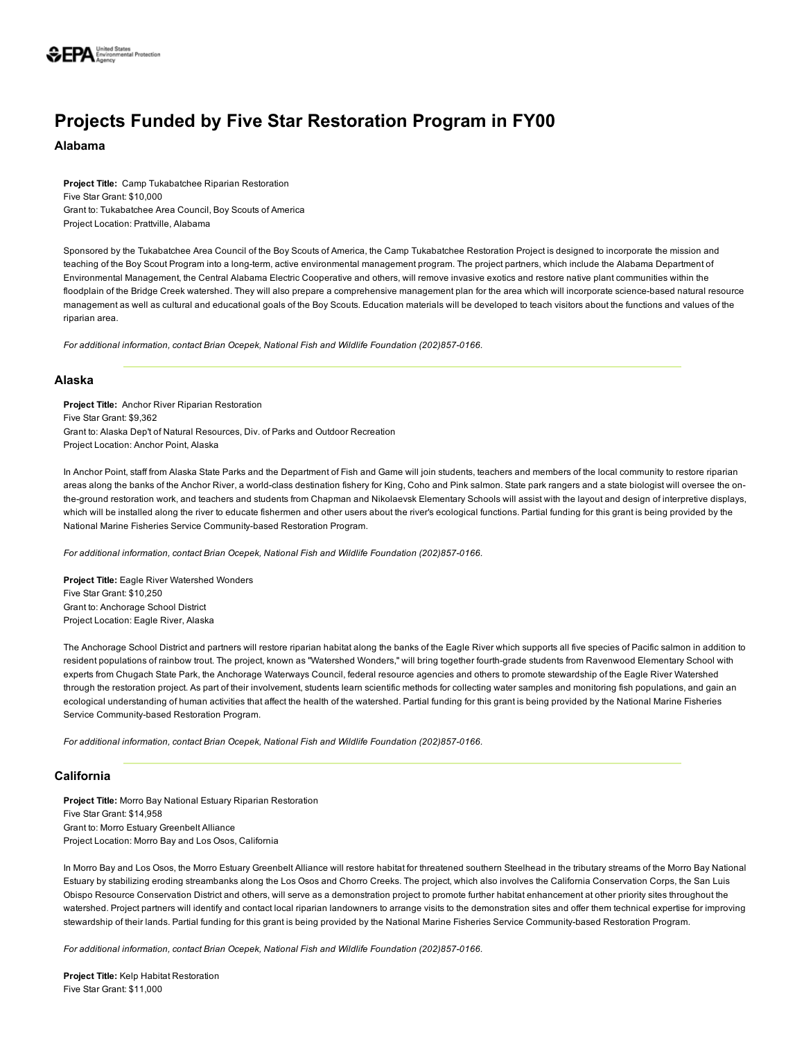# Projects Funded by Five Star Restoration Program in FY00

## Alabama

**Project Title:** Camp Tukabatchee Riparian Restoration
Five Star Grant: $10,000
Grant to: Tukabatchee Area Council, Boy Scouts of America
Project Location: Prattville, Alabama

Sponsored by the Tukabatchee Area Council of the Boy Scouts of America, the Camp Tukabatchee Restoration Project is designed to incorporate the mission and teaching of the Boy Scout Program into a long-term, active environmental management program. The project partners, which include the Alabama Department of Environmental Management, the Central Alabama Electric Cooperative and others, will remove invasive exotics and restore native plant communities within the floodplain of the Bridge Creek watershed. They will also prepare a comprehensive management plan for the area which will incorporate science-based natural resource management as well as cultural and educational goals of the Boy Scouts. Education materials will be developed to teach visitors about the functions and values of the riparian area.

*For additional information, contact Brian Ocepek, National Fish and Wildlife Foundation (202)857-0166.*

---

## Alaska

**Project Title:** Anchor River Riparian Restoration
Five Star Grant: $9,362
Grant to: Alaska Dep't of Natural Resources, Div. of Parks and Outdoor Recreation
Project Location: Anchor Point, Alaska

In Anchor Point, staff from Alaska State Parks and the Department of Fish and Game will join students, teachers and members of the local community to restore riparian areas along the banks of the Anchor River, a world-class destination fishery for King, Coho and Pink salmon. State park rangers and a state biologist will oversee the on-the-ground restoration work, and teachers and students from Chapman and Nikolaevsk Elementary Schools will assist with the layout and design of interpretive displays, which will be installed along the river to educate fishermen and other users about the river's ecological functions. Partial funding for this grant is being provided by the National Marine Fisheries Service Community-based Restoration Program.

*For additional information, contact Brian Ocepek, National Fish and Wildlife Foundation (202)857-0166.*

**Project Title:** Eagle River Watershed Wonders
Five Star Grant: $10,250
Grant to: Anchorage School District
Project Location: Eagle River, Alaska

The Anchorage School District and partners will restore riparian habitat along the banks of the Eagle River which supports all five species of Pacific salmon in addition to resident populations of rainbow trout. The project, known as "Watershed Wonders," will bring together fourth-grade students from Ravenwood Elementary School with experts from Chugach State Park, the Anchorage Waterways Council, federal resource agencies and others to promote stewardship of the Eagle River Watershed through the restoration project. As part of their involvement, students learn scientific methods for collecting water samples and monitoring fish populations, and gain an ecological understanding of human activities that affect the health of the watershed. Partial funding for this grant is being provided by the National Marine Fisheries Service Community-based Restoration Program.

*For additional information, contact Brian Ocepek, National Fish and Wildlife Foundation (202)857-0166.*

---

## California

**Project Title:** Morro Bay National Estuary Riparian Restoration
Five Star Grant: $14,958
Grant to: Morro Estuary Greenbelt Alliance
Project Location: Morro Bay and Los Osos, California

In Morro Bay and Los Osos, the Morro Estuary Greenbelt Alliance will restore habitat for threatened southern Steelhead in the tributary streams of the Morro Bay National Estuary by stabilizing eroding streambanks along the Los Osos and Chorro Creeks. The project, which also involves the California Conservation Corps, the San Luis Obispo Resource Conservation District and others, will serve as a demonstration project to promote further habitat enhancement at other priority sites throughout the watershed. Project partners will identify and contact local riparian landowners to arrange visits to the demonstration sites and offer them technical expertise for improving stewardship of their lands. Partial funding for this grant is being provided by the National Marine Fisheries Service Community-based Restoration Program.

*For additional information, contact Brian Ocepek, National Fish and Wildlife Foundation (202)857-0166.*

**Project Title:** Kelp Habitat Restoration
Five Star Grant: $11,000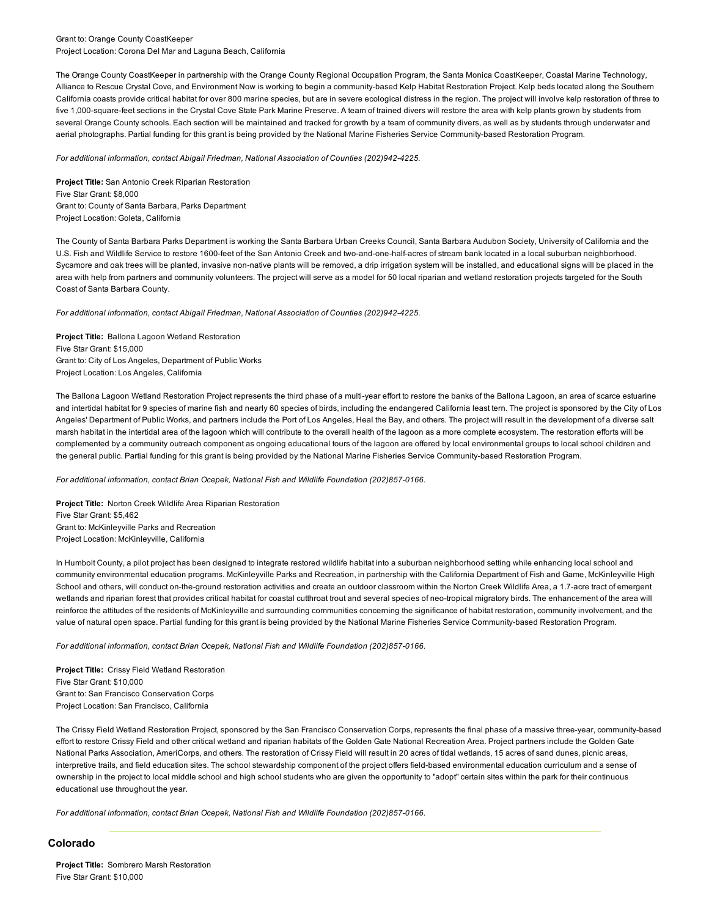Grant to: Orange County CoastKeeper
Project Location: Corona Del Mar and Laguna Beach, California

The Orange County CoastKeeper in partnership with the Orange County Regional Occupation Program, the Santa Monica CoastKeeper, Coastal Marine Technology, Alliance to Rescue Crystal Cove, and Environment Now is working to begin a community-based Kelp Habitat Restoration Project. Kelp beds located along the Southern California coasts provide critical habitat for over 800 marine species, but are in severe ecological distress in the region. The project will involve kelp restoration of three to five 1,000-square-feet sections in the Crystal Cove State Park Marine Preserve. A team of trained divers will restore the area with kelp plants grown by students from several Orange County schools. Each section will be maintained and tracked for growth by a team of community divers, as well as by students through underwater and aerial photographs. Partial funding for this grant is being provided by the National Marine Fisheries Service Community-based Restoration Program.

*For additional information, contact Abigail Friedman, National Association of Counties (202)942-4225.*

**Project Title:** San Antonio Creek Riparian Restoration
Five Star Grant: $8,000
Grant to: County of Santa Barbara, Parks Department
Project Location: Goleta, California

The County of Santa Barbara Parks Department is working the Santa Barbara Urban Creeks Council, Santa Barbara Audubon Society, University of California and the U.S. Fish and Wildlife Service to restore 1600-feet of the San Antonio Creek and two-and-one-half-acres of stream bank located in a local suburban neighborhood. Sycamore and oak trees will be planted, invasive non-native plants will be removed, a drip irrigation system will be installed, and educational signs will be placed in the area with help from partners and community volunteers. The project will serve as a model for 50 local riparian and wetland restoration projects targeted for the South Coast of Santa Barbara County.

*For additional information, contact Abigail Friedman, National Association of Counties (202)942-4225.*

**Project Title:** Ballona Lagoon Wetland Restoration
Five Star Grant: $15,000
Grant to: City of Los Angeles, Department of Public Works
Project Location: Los Angeles, California

The Ballona Lagoon Wetland Restoration Project represents the third phase of a multi-year effort to restore the banks of the Ballona Lagoon, an area of scarce estuarine and intertidal habitat for 9 species of marine fish and nearly 60 species of birds, including the endangered California least tern. The project is sponsored by the City of Los Angeles' Department of Public Works, and partners include the Port of Los Angeles, Heal the Bay, and others. The project will result in the development of a diverse salt marsh habitat in the intertidal area of the lagoon which will contribute to the overall health of the lagoon as a more complete ecosystem. The restoration efforts will be complemented by a community outreach component as ongoing educational tours of the lagoon are offered by local environmental groups to local school children and the general public. Partial funding for this grant is being provided by the National Marine Fisheries Service Community-based Restoration Program.

*For additional information, contact Brian Ocepek, National Fish and Wildlife Foundation (202)857-0166.*

**Project Title:** Norton Creek Wildlife Area Riparian Restoration
Five Star Grant: $5,462
Grant to: McKinleyville Parks and Recreation
Project Location: McKinleyville, California

In Humbolt County, a pilot project has been designed to integrate restored wildlife habitat into a suburban neighborhood setting while enhancing local school and community environmental education programs. McKinleyville Parks and Recreation, in partnership with the California Department of Fish and Game, McKinleyville High School and others, will conduct on-the-ground restoration activities and create an outdoor classroom within the Norton Creek Wildlife Area, a 1.7-acre tract of emergent wetlands and riparian forest that provides critical habitat for coastal cutthroat trout and several species of neo-tropical migratory birds. The enhancement of the area will reinforce the attitudes of the residents of McKinleyville and surrounding communities concerning the significance of habitat restoration, community involvement, and the value of natural open space. Partial funding for this grant is being provided by the National Marine Fisheries Service Community-based Restoration Program.

*For additional information, contact Brian Ocepek, National Fish and Wildlife Foundation (202)857-0166.*

**Project Title:** Crissy Field Wetland Restoration
Five Star Grant: $10,000
Grant to: San Francisco Conservation Corps
Project Location: San Francisco, California

The Crissy Field Wetland Restoration Project, sponsored by the San Francisco Conservation Corps, represents the final phase of a massive three-year, community-based effort to restore Crissy Field and other critical wetland and riparian habitats of the Golden Gate National Recreation Area. Project partners include the Golden Gate National Parks Association, AmeriCorps, and others. The restoration of Crissy Field will result in 20 acres of tidal wetlands, 15 acres of sand dunes, picnic areas, interpretive trails, and field education sites. The school stewardship component of the project offers field-based environmental education curriculum and a sense of ownership in the project to local middle school and high school students who are given the opportunity to "adopt" certain sites within the park for their continuous educational use throughout the year.

*For additional information, contact Brian Ocepek, National Fish and Wildlife Foundation (202)857-0166.*

## Colorado

**Project Title:** Sombrero Marsh Restoration
Five Star Grant: $10,000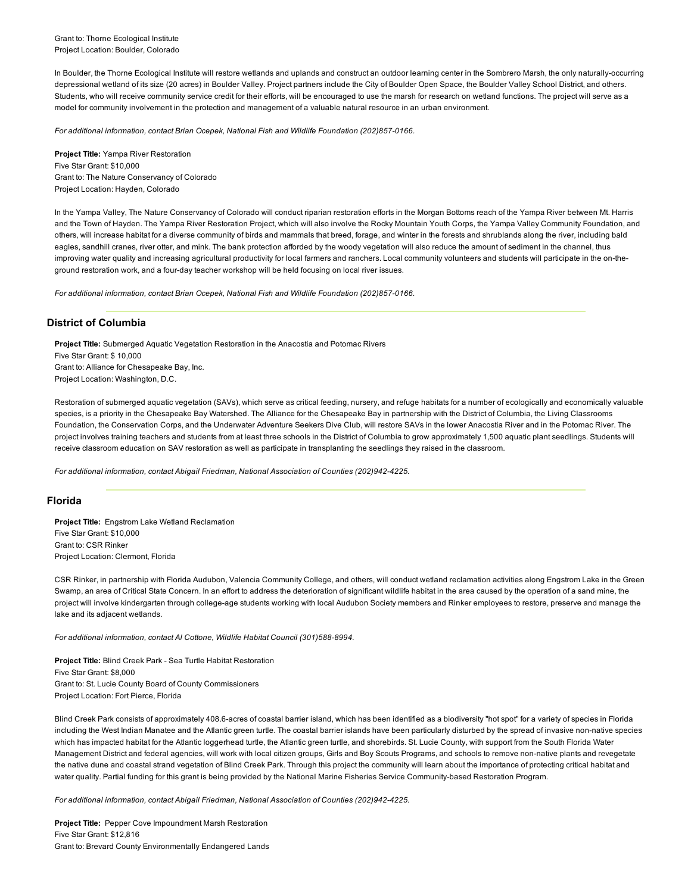Grant to: Thorne Ecological Institute
Project Location: Boulder, Colorado

In Boulder, the Thorne Ecological Institute will restore wetlands and uplands and construct an outdoor learning center in the Sombrero Marsh, the only naturally-occurring depressional wetland of its size (20 acres) in Boulder Valley. Project partners include the City of Boulder Open Space, the Boulder Valley School District, and others. Students, who will receive community service credit for their efforts, will be encouraged to use the marsh for research on wetland functions. The project will serve as a model for community involvement in the protection and management of a valuable natural resource in an urban environment.

*For additional information, contact Brian Ocepek, National Fish and Wildlife Foundation (202)857-0166.*

**Project Title:** Yampa River Restoration
Five Star Grant: $10,000
Grant to: The Nature Conservancy of Colorado
Project Location: Hayden, Colorado

In the Yampa Valley, The Nature Conservancy of Colorado will conduct riparian restoration efforts in the Morgan Bottoms reach of the Yampa River between Mt. Harris and the Town of Hayden. The Yampa River Restoration Project, which will also involve the Rocky Mountain Youth Corps, the Yampa Valley Community Foundation, and others, will increase habitat for a diverse community of birds and mammals that breed, forage, and winter in the forests and shrublands along the river, including bald eagles, sandhill cranes, river otter, and mink. The bank protection afforded by the woody vegetation will also reduce the amount of sediment in the channel, thus improving water quality and increasing agricultural productivity for local farmers and ranchers. Local community volunteers and students will participate in the on-the-ground restoration work, and a four-day teacher workshop will be held focusing on local river issues.

*For additional information, contact Brian Ocepek, National Fish and Wildlife Foundation (202)857-0166.*

## District of Columbia

**Project Title:** Submerged Aquatic Vegetation Restoration in the Anacostia and Potomac Rivers
Five Star Grant: $ 10,000
Grant to: Alliance for Chesapeake Bay, Inc.
Project Location: Washington, D.C.

Restoration of submerged aquatic vegetation (SAVs), which serve as critical feeding, nursery, and refuge habitats for a number of ecologically and economically valuable species, is a priority in the Chesapeake Bay Watershed. The Alliance for the Chesapeake Bay in partnership with the District of Columbia, the Living Classrooms Foundation, the Conservation Corps, and the Underwater Adventure Seekers Dive Club, will restore SAVs in the lower Anacostia River and in the Potomac River. The project involves training teachers and students from at least three schools in the District of Columbia to grow approximately 1,500 aquatic plant seedlings. Students will receive classroom education on SAV restoration as well as participate in transplanting the seedlings they raised in the classroom.

*For additional information, contact Abigail Friedman, National Association of Counties (202)942-4225.*

## Florida

**Project Title:** Engstrom Lake Wetland Reclamation
Five Star Grant: $10,000
Grant to: CSR Rinker
Project Location: Clermont, Florida

CSR Rinker, in partnership with Florida Audubon, Valencia Community College, and others, will conduct wetland reclamation activities along Engstrom Lake in the Green Swamp, an area of Critical State Concern. In an effort to address the deterioration of significant wildlife habitat in the area caused by the operation of a sand mine, the project will involve kindergarten through college-age students working with local Audubon Society members and Rinker employees to restore, preserve and manage the lake and its adjacent wetlands.

*For additional information, contact Al Cottone, Wildlife Habitat Council (301)588-8994.*

**Project Title:** Blind Creek Park - Sea Turtle Habitat Restoration
Five Star Grant: $8,000
Grant to: St. Lucie County Board of County Commissioners
Project Location: Fort Pierce, Florida

Blind Creek Park consists of approximately 408.6-acres of coastal barrier island, which has been identified as a biodiversity "hot spot" for a variety of species in Florida including the West Indian Manatee and the Atlantic green turtle. The coastal barrier islands have been particularly disturbed by the spread of invasive non-native species which has impacted habitat for the Atlantic loggerhead turtle, the Atlantic green turtle, and shorebirds. St. Lucie County, with support from the South Florida Water Management District and federal agencies, will work with local citizen groups, Girls and Boy Scouts Programs, and schools to remove non-native plants and revegetate the native dune and coastal strand vegetation of Blind Creek Park. Through this project the community will learn about the importance of protecting critical habitat and water quality. Partial funding for this grant is being provided by the National Marine Fisheries Service Community-based Restoration Program.

*For additional information, contact Abigail Friedman, National Association of Counties (202)942-4225.*

**Project Title:** Pepper Cove Impoundment Marsh Restoration
Five Star Grant: $12,816
Grant to: Brevard County Environmentally Endangered Lands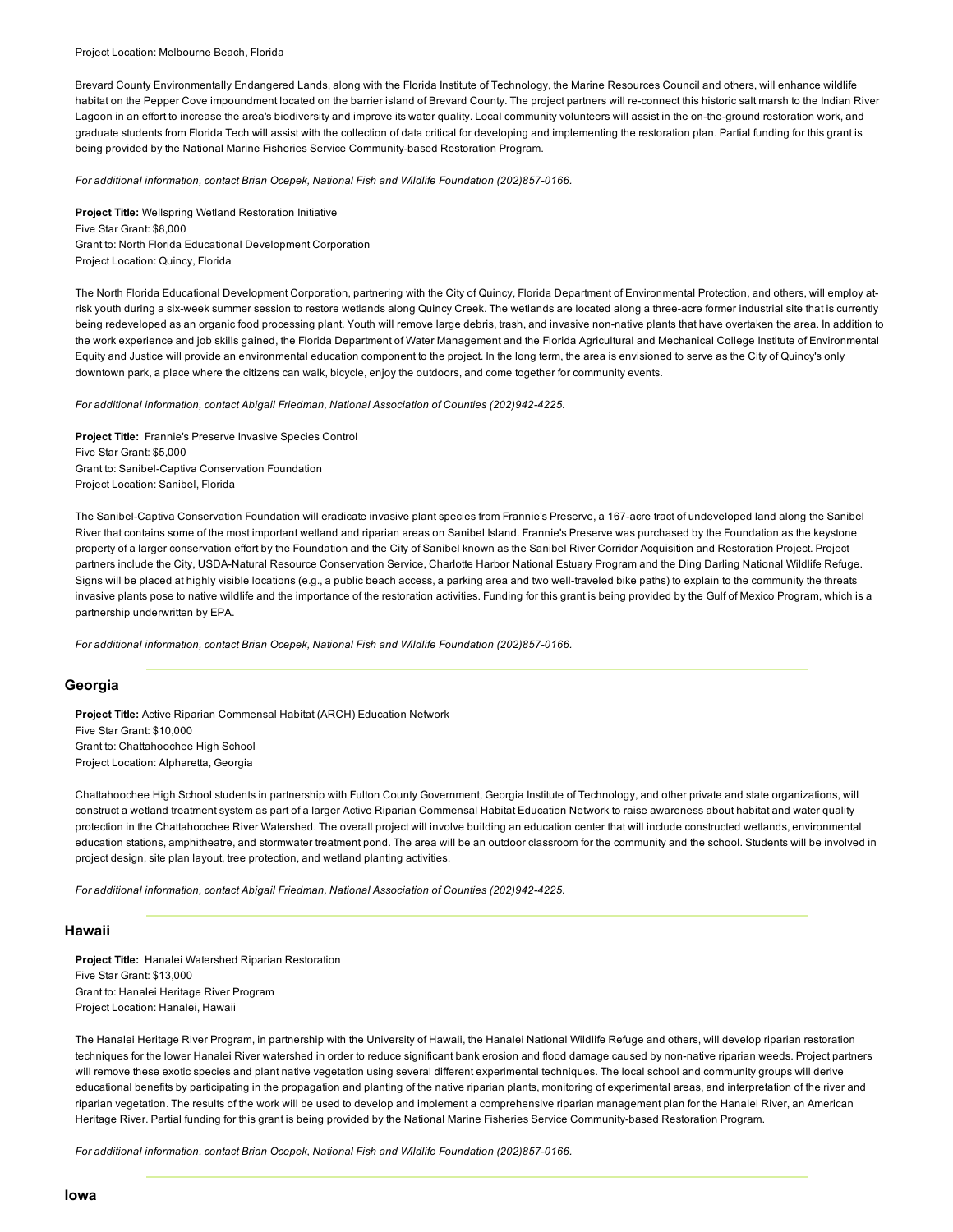Project Location: Melbourne Beach, Florida

Brevard County Environmentally Endangered Lands, along with the Florida Institute of Technology, the Marine Resources Council and others, will enhance wildlife habitat on the Pepper Cove impoundment located on the barrier island of Brevard County. The project partners will re-connect this historic salt marsh to the Indian River Lagoon in an effort to increase the area's biodiversity and improve its water quality. Local community volunteers will assist in the on-the-ground restoration work, and graduate students from Florida Tech will assist with the collection of data critical for developing and implementing the restoration plan. Partial funding for this grant is being provided by the National Marine Fisheries Service Community-based Restoration Program.

*For additional information, contact Brian Ocepek, National Fish and Wildlife Foundation (202)857-0166.*

**Project Title:** Wellspring Wetland Restoration Initiative
Five Star Grant: $8,000
Grant to: North Florida Educational Development Corporation
Project Location: Quincy, Florida

The North Florida Educational Development Corporation, partnering with the City of Quincy, Florida Department of Environmental Protection, and others, will employ at-risk youth during a six-week summer session to restore wetlands along Quincy Creek. The wetlands are located along a three-acre former industrial site that is currently being redeveloped as an organic food processing plant. Youth will remove large debris, trash, and invasive non-native plants that have overtaken the area. In addition to the work experience and job skills gained, the Florida Department of Water Management and the Florida Agricultural and Mechanical College Institute of Environmental Equity and Justice will provide an environmental education component to the project. In the long term, the area is envisioned to serve as the City of Quincy's only downtown park, a place where the citizens can walk, bicycle, enjoy the outdoors, and come together for community events.

*For additional information, contact Abigail Friedman, National Association of Counties (202)942-4225.*

**Project Title:** Frannie's Preserve Invasive Species Control
Five Star Grant: $5,000
Grant to: Sanibel-Captiva Conservation Foundation
Project Location: Sanibel, Florida

The Sanibel-Captiva Conservation Foundation will eradicate invasive plant species from Frannie's Preserve, a 167-acre tract of undeveloped land along the Sanibel River that contains some of the most important wetland and riparian areas on Sanibel Island. Frannie's Preserve was purchased by the Foundation as the keystone property of a larger conservation effort by the Foundation and the City of Sanibel known as the Sanibel River Corridor Acquisition and Restoration Project. Project partners include the City, USDA-Natural Resource Conservation Service, Charlotte Harbor National Estuary Program and the Ding Darling National Wildlife Refuge. Signs will be placed at highly visible locations (e.g., a public beach access, a parking area and two well-traveled bike paths) to explain to the community the threats invasive plants pose to native wildlife and the importance of the restoration activities. Funding for this grant is being provided by the Gulf of Mexico Program, which is a partnership underwritten by EPA.

*For additional information, contact Brian Ocepek, National Fish and Wildlife Foundation (202)857-0166.*

## Georgia

**Project Title:** Active Riparian Commensal Habitat (ARCH) Education Network
Five Star Grant: $10,000
Grant to: Chattahoochee High School
Project Location: Alpharetta, Georgia

Chattahoochee High School students in partnership with Fulton County Government, Georgia Institute of Technology, and other private and state organizations, will construct a wetland treatment system as part of a larger Active Riparian Commensal Habitat Education Network to raise awareness about habitat and water quality protection in the Chattahoochee River Watershed. The overall project will involve building an education center that will include constructed wetlands, environmental education stations, amphitheatre, and stormwater treatment pond. The area will be an outdoor classroom for the community and the school. Students will be involved in project design, site plan layout, tree protection, and wetland planting activities.

*For additional information, contact Abigail Friedman, National Association of Counties (202)942-4225.*

## Hawaii

**Project Title:** Hanalei Watershed Riparian Restoration
Five Star Grant: $13,000
Grant to: Hanalei Heritage River Program
Project Location: Hanalei, Hawaii

The Hanalei Heritage River Program, in partnership with the University of Hawaii, the Hanalei National Wildlife Refuge and others, will develop riparian restoration techniques for the lower Hanalei River watershed in order to reduce significant bank erosion and flood damage caused by non-native riparian weeds. Project partners will remove these exotic species and plant native vegetation using several different experimental techniques. The local school and community groups will derive educational benefits by participating in the propagation and planting of the native riparian plants, monitoring of experimental areas, and interpretation of the river and riparian vegetation. The results of the work will be used to develop and implement a comprehensive riparian management plan for the Hanalei River, an American Heritage River. Partial funding for this grant is being provided by the National Marine Fisheries Service Community-based Restoration Program.

*For additional information, contact Brian Ocepek, National Fish and Wildlife Foundation (202)857-0166.*

## Iowa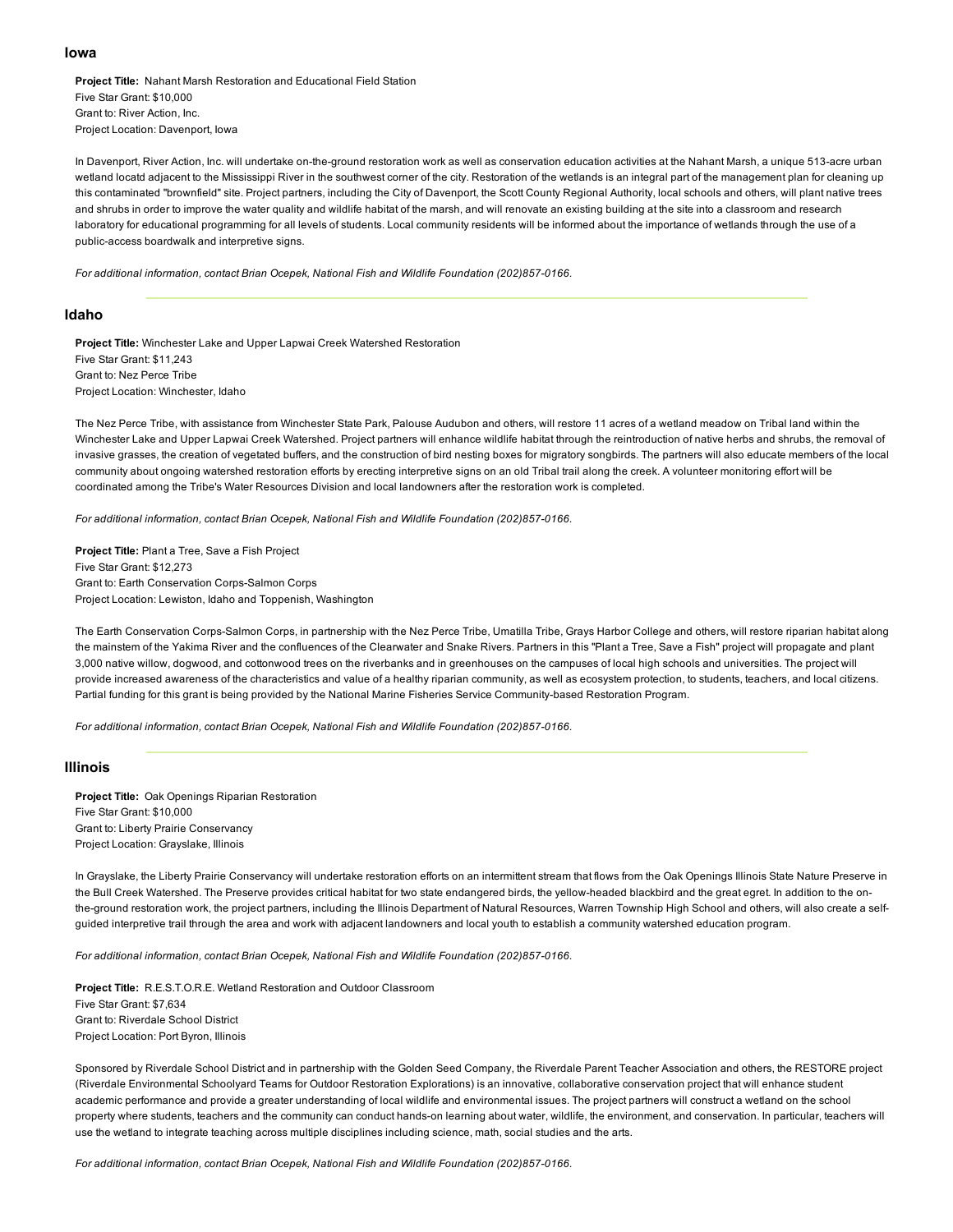## Iowa

**Project Title:** Nahant Marsh Restoration and Educational Field Station
Five Star Grant: $10,000
Grant to: River Action, Inc.
Project Location: Davenport, Iowa

In Davenport, River Action, Inc. will undertake on-the-ground restoration work as well as conservation education activities at the Nahant Marsh, a unique 513-acre urban wetland locatd adjacent to the Mississippi River in the southwest corner of the city. Restoration of the wetlands is an integral part of the management plan for cleaning up this contaminated "brownfield" site. Project partners, including the City of Davenport, the Scott County Regional Authority, local schools and others, will plant native trees and shrubs in order to improve the water quality and wildlife habitat of the marsh, and will renovate an existing building at the site into a classroom and research laboratory for educational programming for all levels of students. Local community residents will be informed about the importance of wetlands through the use of a public-access boardwalk and interpretive signs.

*For additional information, contact Brian Ocepek, National Fish and Wildlife Foundation (202)857-0166.*

---

## Idaho

**Project Title:** Winchester Lake and Upper Lapwai Creek Watershed Restoration
Five Star Grant: $11,243
Grant to: Nez Perce Tribe
Project Location: Winchester, Idaho

The Nez Perce Tribe, with assistance from Winchester State Park, Palouse Audubon and others, will restore 11 acres of a wetland meadow on Tribal land within the Winchester Lake and Upper Lapwai Creek Watershed. Project partners will enhance wildlife habitat through the reintroduction of native herbs and shrubs, the removal of invasive grasses, the creation of vegetated buffers, and the construction of bird nesting boxes for migratory songbirds. The partners will also educate members of the local community about ongoing watershed restoration efforts by erecting interpretive signs on an old Tribal trail along the creek. A volunteer monitoring effort will be coordinated among the Tribe's Water Resources Division and local landowners after the restoration work is completed.

*For additional information, contact Brian Ocepek, National Fish and Wildlife Foundation (202)857-0166.*

**Project Title:** Plant a Tree, Save a Fish Project
Five Star Grant: $12,273
Grant to: Earth Conservation Corps-Salmon Corps
Project Location: Lewiston, Idaho and Toppenish, Washington

The Earth Conservation Corps-Salmon Corps, in partnership with the Nez Perce Tribe, Umatilla Tribe, Grays Harbor College and others, will restore riparian habitat along the mainstem of the Yakima River and the confluences of the Clearwater and Snake Rivers. Partners in this "Plant a Tree, Save a Fish" project will propagate and plant 3,000 native willow, dogwood, and cottonwood trees on the riverbanks and in greenhouses on the campuses of local high schools and universities. The project will provide increased awareness of the characteristics and value of a healthy riparian community, as well as ecosystem protection, to students, teachers, and local citizens. Partial funding for this grant is being provided by the National Marine Fisheries Service Community-based Restoration Program.

*For additional information, contact Brian Ocepek, National Fish and Wildlife Foundation (202)857-0166.*

---

## Illinois

**Project Title:** Oak Openings Riparian Restoration
Five Star Grant: $10,000
Grant to: Liberty Prairie Conservancy
Project Location: Grayslake, Illinois

In Grayslake, the Liberty Prairie Conservancy will undertake restoration efforts on an intermittent stream that flows from the Oak Openings Illinois State Nature Preserve in the Bull Creek Watershed. The Preserve provides critical habitat for two state endangered birds, the yellow-headed blackbird and the great egret. In addition to the on-the-ground restoration work, the project partners, including the Illinois Department of Natural Resources, Warren Township High School and others, will also create a self-guided interpretive trail through the area and work with adjacent landowners and local youth to establish a community watershed education program.

*For additional information, contact Brian Ocepek, National Fish and Wildlife Foundation (202)857-0166.*

**Project Title:** R.E.S.T.O.R.E. Wetland Restoration and Outdoor Classroom
Five Star Grant: $7,634
Grant to: Riverdale School District
Project Location: Port Byron, Illinois

Sponsored by Riverdale School District and in partnership with the Golden Seed Company, the Riverdale Parent Teacher Association and others, the RESTORE project (Riverdale Environmental Schoolyard Teams for Outdoor Restoration Explorations) is an innovative, collaborative conservation project that will enhance student academic performance and provide a greater understanding of local wildlife and environmental issues. The project partners will construct a wetland on the school property where students, teachers and the community can conduct hands-on learning about water, wildlife, the environment, and conservation. In particular, teachers will use the wetland to integrate teaching across multiple disciplines including science, math, social studies and the arts.

*For additional information, contact Brian Ocepek, National Fish and Wildlife Foundation (202)857-0166.*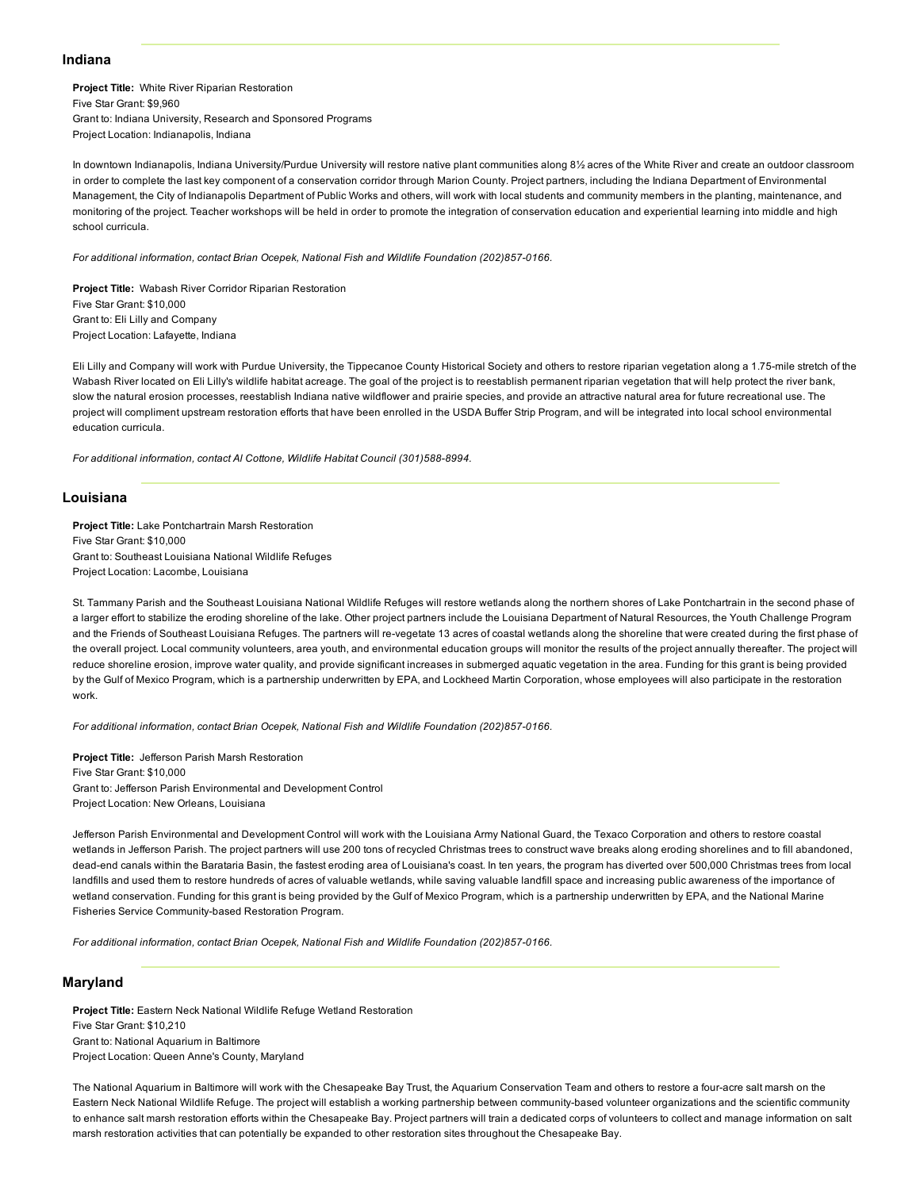## Indiana

**Project Title:** White River Riparian Restoration
Five Star Grant: $9,960
Grant to: Indiana University, Research and Sponsored Programs
Project Location: Indianapolis, Indiana

In downtown Indianapolis, Indiana University/Purdue University will restore native plant communities along 8½ acres of the White River and create an outdoor classroom in order to complete the last key component of a conservation corridor through Marion County. Project partners, including the Indiana Department of Environmental Management, the City of Indianapolis Department of Public Works and others, will work with local students and community members in the planting, maintenance, and monitoring of the project. Teacher workshops will be held in order to promote the integration of conservation education and experiential learning into middle and high school curricula.

*For additional information, contact Brian Ocepek, National Fish and Wildlife Foundation (202)857-0166.*

**Project Title:** Wabash River Corridor Riparian Restoration
Five Star Grant: $10,000
Grant to: Eli Lilly and Company
Project Location: Lafayette, Indiana

Eli Lilly and Company will work with Purdue University, the Tippecanoe County Historical Society and others to restore riparian vegetation along a 1.75-mile stretch of the Wabash River located on Eli Lilly's wildlife habitat acreage. The goal of the project is to reestablish permanent riparian vegetation that will help protect the river bank, slow the natural erosion processes, reestablish Indiana native wildflower and prairie species, and provide an attractive natural area for future recreational use. The project will compliment upstream restoration efforts that have been enrolled in the USDA Buffer Strip Program, and will be integrated into local school environmental education curricula.

*For additional information, contact Al Cottone, Wildlife Habitat Council (301)588-8994.*

## Louisiana

**Project Title:** Lake Pontchartrain Marsh Restoration
Five Star Grant: $10,000
Grant to: Southeast Louisiana National Wildlife Refuges
Project Location: Lacombe, Louisiana

St. Tammany Parish and the Southeast Louisiana National Wildlife Refuges will restore wetlands along the northern shores of Lake Pontchartrain in the second phase of a larger effort to stabilize the eroding shoreline of the lake. Other project partners include the Louisiana Department of Natural Resources, the Youth Challenge Program and the Friends of Southeast Louisiana Refuges. The partners will re-vegetate 13 acres of coastal wetlands along the shoreline that were created during the first phase of the overall project. Local community volunteers, area youth, and environmental education groups will monitor the results of the project annually thereafter. The project will reduce shoreline erosion, improve water quality, and provide significant increases in submerged aquatic vegetation in the area. Funding for this grant is being provided by the Gulf of Mexico Program, which is a partnership underwritten by EPA, and Lockheed Martin Corporation, whose employees will also participate in the restoration work.

*For additional information, contact Brian Ocepek, National Fish and Wildlife Foundation (202)857-0166.*

**Project Title:** Jefferson Parish Marsh Restoration
Five Star Grant: $10,000
Grant to: Jefferson Parish Environmental and Development Control
Project Location: New Orleans, Louisiana

Jefferson Parish Environmental and Development Control will work with the Louisiana Army National Guard, the Texaco Corporation and others to restore coastal wetlands in Jefferson Parish. The project partners will use 200 tons of recycled Christmas trees to construct wave breaks along eroding shorelines and to fill abandoned, dead-end canals within the Barataria Basin, the fastest eroding area of Louisiana's coast. In ten years, the program has diverted over 500,000 Christmas trees from local landfills and used them to restore hundreds of acres of valuable wetlands, while saving valuable landfill space and increasing public awareness of the importance of wetland conservation. Funding for this grant is being provided by the Gulf of Mexico Program, which is a partnership underwritten by EPA, and the National Marine Fisheries Service Community-based Restoration Program.

*For additional information, contact Brian Ocepek, National Fish and Wildlife Foundation (202)857-0166.*

## Maryland

**Project Title:** Eastern Neck National Wildlife Refuge Wetland Restoration
Five Star Grant: $10,210
Grant to: National Aquarium in Baltimore
Project Location: Queen Anne's County, Maryland

The National Aquarium in Baltimore will work with the Chesapeake Bay Trust, the Aquarium Conservation Team and others to restore a four-acre salt marsh on the Eastern Neck National Wildlife Refuge. The project will establish a working partnership between community-based volunteer organizations and the scientific community to enhance salt marsh restoration efforts within the Chesapeake Bay. Project partners will train a dedicated corps of volunteers to collect and manage information on salt marsh restoration activities that can potentially be expanded to other restoration sites throughout the Chesapeake Bay.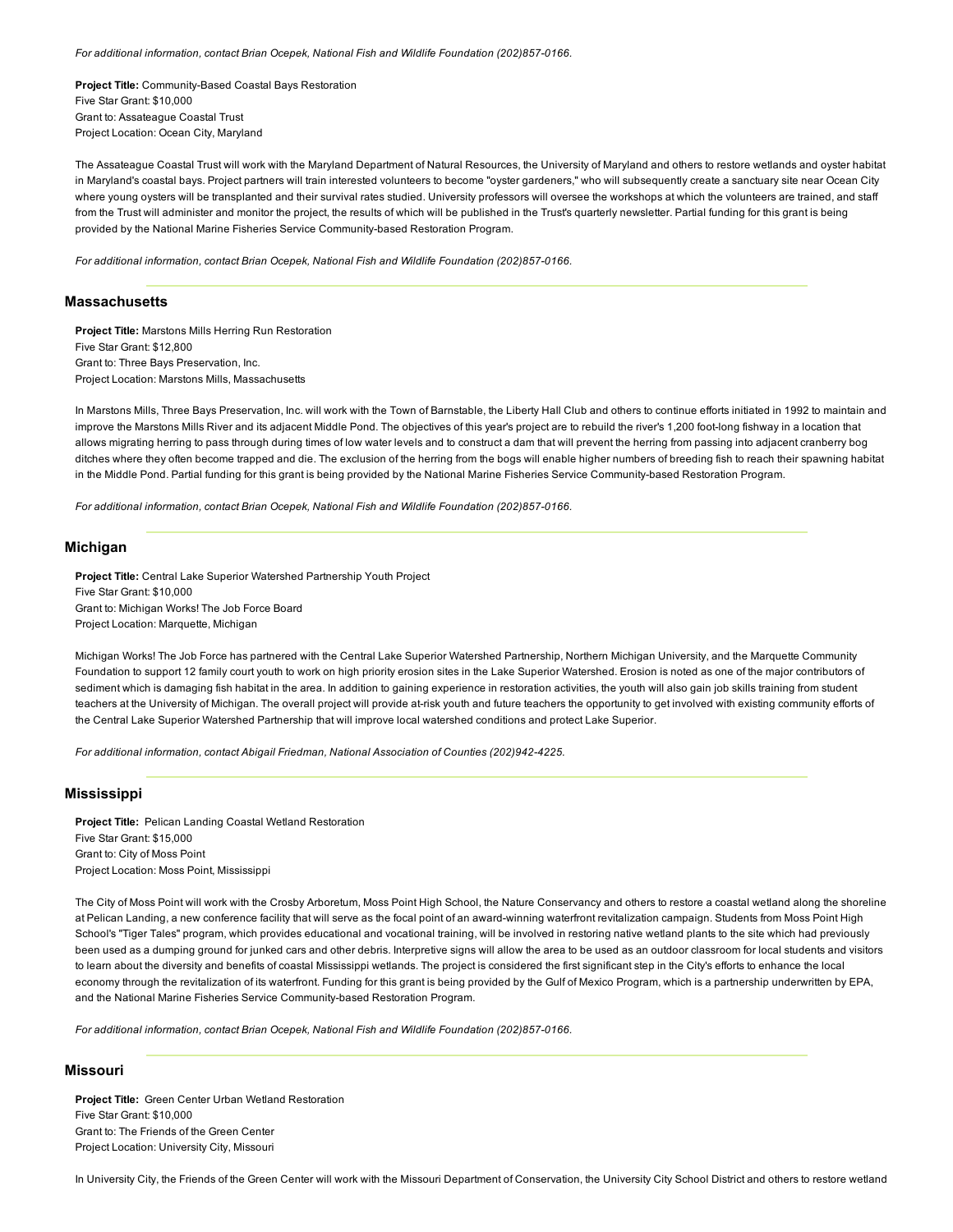*For additional information, contact Brian Ocepek, National Fish and Wildlife Foundation (202)857-0166.*

**Project Title:** Community-Based Coastal Bays Restoration
Five Star Grant: $10,000
Grant to: Assateague Coastal Trust
Project Location: Ocean City, Maryland

The Assateague Coastal Trust will work with the Maryland Department of Natural Resources, the University of Maryland and others to restore wetlands and oyster habitat in Maryland's coastal bays. Project partners will train interested volunteers to become "oyster gardeners," who will subsequently create a sanctuary site near Ocean City where young oysters will be transplanted and their survival rates studied. University professors will oversee the workshops at which the volunteers are trained, and staff from the Trust will administer and monitor the project, the results of which will be published in the Trust's quarterly newsletter. Partial funding for this grant is being provided by the National Marine Fisheries Service Community-based Restoration Program.

*For additional information, contact Brian Ocepek, National Fish and Wildlife Foundation (202)857-0166.*

## Massachusetts

**Project Title:** Marstons Mills Herring Run Restoration
Five Star Grant: $12,800
Grant to: Three Bays Preservation, Inc.
Project Location: Marstons Mills, Massachusetts

In Marstons Mills, Three Bays Preservation, Inc. will work with the Town of Barnstable, the Liberty Hall Club and others to continue efforts initiated in 1992 to maintain and improve the Marstons Mills River and its adjacent Middle Pond. The objectives of this year's project are to rebuild the river's 1,200 foot-long fishway in a location that allows migrating herring to pass through during times of low water levels and to construct a dam that will prevent the herring from passing into adjacent cranberry bog ditches where they often become trapped and die. The exclusion of the herring from the bogs will enable higher numbers of breeding fish to reach their spawning habitat in the Middle Pond. Partial funding for this grant is being provided by the National Marine Fisheries Service Community-based Restoration Program.

*For additional information, contact Brian Ocepek, National Fish and Wildlife Foundation (202)857-0166.*

## Michigan

**Project Title:** Central Lake Superior Watershed Partnership Youth Project
Five Star Grant: $10,000
Grant to: Michigan Works! The Job Force Board
Project Location: Marquette, Michigan

Michigan Works! The Job Force has partnered with the Central Lake Superior Watershed Partnership, Northern Michigan University, and the Marquette Community Foundation to support 12 family court youth to work on high priority erosion sites in the Lake Superior Watershed. Erosion is noted as one of the major contributors of sediment which is damaging fish habitat in the area. In addition to gaining experience in restoration activities, the youth will also gain job skills training from student teachers at the University of Michigan. The overall project will provide at-risk youth and future teachers the opportunity to get involved with existing community efforts of the Central Lake Superior Watershed Partnership that will improve local watershed conditions and protect Lake Superior.

*For additional information, contact Abigail Friedman, National Association of Counties (202)942-4225.*

## Mississippi

**Project Title:** Pelican Landing Coastal Wetland Restoration
Five Star Grant: $15,000
Grant to: City of Moss Point
Project Location: Moss Point, Mississippi

The City of Moss Point will work with the Crosby Arboretum, Moss Point High School, the Nature Conservancy and others to restore a coastal wetland along the shoreline at Pelican Landing, a new conference facility that will serve as the focal point of an award-winning waterfront revitalization campaign. Students from Moss Point High School's "Tiger Tales" program, which provides educational and vocational training, will be involved in restoring native wetland plants to the site which had previously been used as a dumping ground for junked cars and other debris. Interpretive signs will allow the area to be used as an outdoor classroom for local students and visitors to learn about the diversity and benefits of coastal Mississippi wetlands. The project is considered the first significant step in the City's efforts to enhance the local economy through the revitalization of its waterfront. Funding for this grant is being provided by the Gulf of Mexico Program, which is a partnership underwritten by EPA, and the National Marine Fisheries Service Community-based Restoration Program.

*For additional information, contact Brian Ocepek, National Fish and Wildlife Foundation (202)857-0166.*

## Missouri

**Project Title:** Green Center Urban Wetland Restoration
Five Star Grant: $10,000
Grant to: The Friends of the Green Center
Project Location: University City, Missouri

In University City, the Friends of the Green Center will work with the Missouri Department of Conservation, the University City School District and others to restore wetland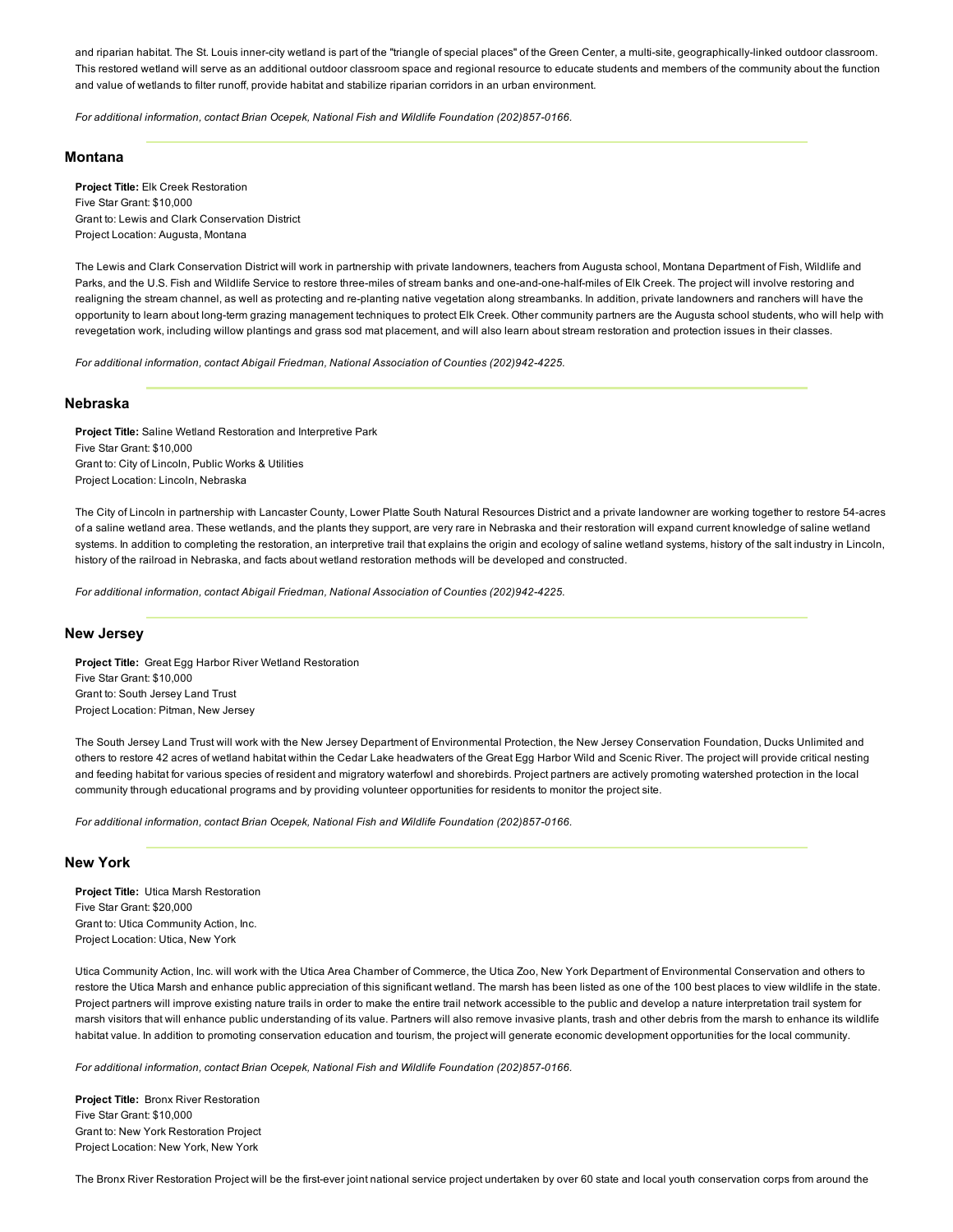and riparian habitat. The St. Louis inner-city wetland is part of the "triangle of special places" of the Green Center, a multi-site, geographically-linked outdoor classroom. This restored wetland will serve as an additional outdoor classroom space and regional resource to educate students and members of the community about the function and value of wetlands to filter runoff, provide habitat and stabilize riparian corridors in an urban environment.

*For additional information, contact Brian Ocepek, National Fish and Wildlife Foundation (202)857-0166.*

## Montana

**Project Title:** Elk Creek Restoration
Five Star Grant: $10,000
Grant to: Lewis and Clark Conservation District
Project Location: Augusta, Montana

The Lewis and Clark Conservation District will work in partnership with private landowners, teachers from Augusta school, Montana Department of Fish, Wildlife and Parks, and the U.S. Fish and Wildlife Service to restore three-miles of stream banks and one-and-one-half-miles of Elk Creek. The project will involve restoring and realigning the stream channel, as well as protecting and re-planting native vegetation along streambanks. In addition, private landowners and ranchers will have the opportunity to learn about long-term grazing management techniques to protect Elk Creek. Other community partners are the Augusta school students, who will help with revegetation work, including willow plantings and grass sod mat placement, and will also learn about stream restoration and protection issues in their classes.

*For additional information, contact Abigail Friedman, National Association of Counties (202)942-4225.*

## Nebraska

**Project Title:** Saline Wetland Restoration and Interpretive Park
Five Star Grant: $10,000
Grant to: City of Lincoln, Public Works & Utilities
Project Location: Lincoln, Nebraska

The City of Lincoln in partnership with Lancaster County, Lower Platte South Natural Resources District and a private landowner are working together to restore 54-acres of a saline wetland area. These wetlands, and the plants they support, are very rare in Nebraska and their restoration will expand current knowledge of saline wetland systems. In addition to completing the restoration, an interpretive trail that explains the origin and ecology of saline wetland systems, history of the salt industry in Lincoln, history of the railroad in Nebraska, and facts about wetland restoration methods will be developed and constructed.

*For additional information, contact Abigail Friedman, National Association of Counties (202)942-4225.*

## New Jersey

**Project Title:** Great Egg Harbor River Wetland Restoration
Five Star Grant: $10,000
Grant to: South Jersey Land Trust
Project Location: Pitman, New Jersey

The South Jersey Land Trust will work with the New Jersey Department of Environmental Protection, the New Jersey Conservation Foundation, Ducks Unlimited and others to restore 42 acres of wetland habitat within the Cedar Lake headwaters of the Great Egg Harbor Wild and Scenic River. The project will provide critical nesting and feeding habitat for various species of resident and migratory waterfowl and shorebirds. Project partners are actively promoting watershed protection in the local community through educational programs and by providing volunteer opportunities for residents to monitor the project site.

*For additional information, contact Brian Ocepek, National Fish and Wildlife Foundation (202)857-0166.*

## New York

**Project Title:** Utica Marsh Restoration
Five Star Grant: $20,000
Grant to: Utica Community Action, Inc.
Project Location: Utica, New York

Utica Community Action, Inc. will work with the Utica Area Chamber of Commerce, the Utica Zoo, New York Department of Environmental Conservation and others to restore the Utica Marsh and enhance public appreciation of this significant wetland. The marsh has been listed as one of the 100 best places to view wildlife in the state. Project partners will improve existing nature trails in order to make the entire trail network accessible to the public and develop a nature interpretation trail system for marsh visitors that will enhance public understanding of its value. Partners will also remove invasive plants, trash and other debris from the marsh to enhance its wildlife habitat value. In addition to promoting conservation education and tourism, the project will generate economic development opportunities for the local community.

*For additional information, contact Brian Ocepek, National Fish and Wildlife Foundation (202)857-0166.*

**Project Title:** Bronx River Restoration
Five Star Grant: $10,000
Grant to: New York Restoration Project
Project Location: New York, New York

The Bronx River Restoration Project will be the first-ever joint national service project undertaken by over 60 state and local youth conservation corps from around the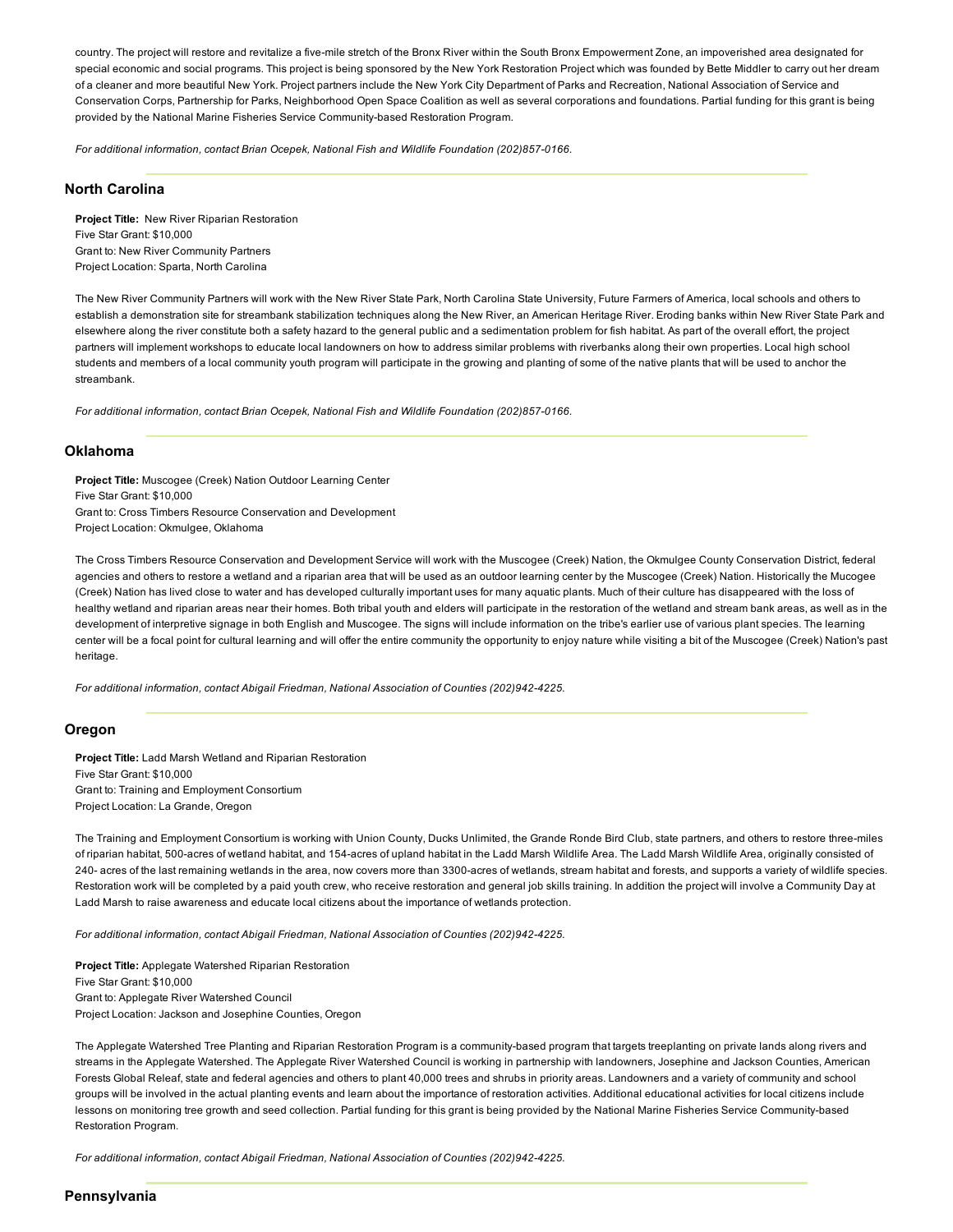country. The project will restore and revitalize a five-mile stretch of the Bronx River within the South Bronx Empowerment Zone, an impoverished area designated for special economic and social programs. This project is being sponsored by the New York Restoration Project which was founded by Bette Middler to carry out her dream of a cleaner and more beautiful New York. Project partners include the New York City Department of Parks and Recreation, National Association of Service and Conservation Corps, Partnership for Parks, Neighborhood Open Space Coalition as well as several corporations and foundations. Partial funding for this grant is being provided by the National Marine Fisheries Service Community-based Restoration Program.

*For additional information, contact Brian Ocepek, National Fish and Wildlife Foundation (202)857-0166.*

## North Carolina

**Project Title:** New River Riparian Restoration
Five Star Grant: $10,000
Grant to: New River Community Partners
Project Location: Sparta, North Carolina

The New River Community Partners will work with the New River State Park, North Carolina State University, Future Farmers of America, local schools and others to establish a demonstration site for streambank stabilization techniques along the New River, an American Heritage River. Eroding banks within New River State Park and elsewhere along the river constitute both a safety hazard to the general public and a sedimentation problem for fish habitat. As part of the overall effort, the project partners will implement workshops to educate local landowners on how to address similar problems with riverbanks along their own properties. Local high school students and members of a local community youth program will participate in the growing and planting of some of the native plants that will be used to anchor the streambank.

*For additional information, contact Brian Ocepek, National Fish and Wildlife Foundation (202)857-0166.*

## Oklahoma

**Project Title:** Muscogee (Creek) Nation Outdoor Learning Center
Five Star Grant: $10,000
Grant to: Cross Timbers Resource Conservation and Development
Project Location: Okmulgee, Oklahoma

The Cross Timbers Resource Conservation and Development Service will work with the Muscogee (Creek) Nation, the Okmulgee County Conservation District, federal agencies and others to restore a wetland and a riparian area that will be used as an outdoor learning center by the Muscogee (Creek) Nation. Historically the Mucogee (Creek) Nation has lived close to water and has developed culturally important uses for many aquatic plants. Much of their culture has disappeared with the loss of healthy wetland and riparian areas near their homes. Both tribal youth and elders will participate in the restoration of the wetland and stream bank areas, as well as in the development of interpretive signage in both English and Muscogee. The signs will include information on the tribe's earlier use of various plant species. The learning center will be a focal point for cultural learning and will offer the entire community the opportunity to enjoy nature while visiting a bit of the Muscogee (Creek) Nation's past heritage.

*For additional information, contact Abigail Friedman, National Association of Counties (202)942-4225.*

## Oregon

**Project Title:** Ladd Marsh Wetland and Riparian Restoration
Five Star Grant: $10,000
Grant to: Training and Employment Consortium
Project Location: La Grande, Oregon

The Training and Employment Consortium is working with Union County, Ducks Unlimited, the Grande Ronde Bird Club, state partners, and others to restore three-miles of riparian habitat, 500-acres of wetland habitat, and 154-acres of upland habitat in the Ladd Marsh Wildlife Area. The Ladd Marsh Wildlife Area, originally consisted of 240- acres of the last remaining wetlands in the area, now covers more than 3300-acres of wetlands, stream habitat and forests, and supports a variety of wildlife species. Restoration work will be completed by a paid youth crew, who receive restoration and general job skills training. In addition the project will involve a Community Day at Ladd Marsh to raise awareness and educate local citizens about the importance of wetlands protection.

*For additional information, contact Abigail Friedman, National Association of Counties (202)942-4225.*

**Project Title:** Applegate Watershed Riparian Restoration
Five Star Grant: $10,000
Grant to: Applegate River Watershed Council
Project Location: Jackson and Josephine Counties, Oregon

The Applegate Watershed Tree Planting and Riparian Restoration Program is a community-based program that targets treeplanting on private lands along rivers and streams in the Applegate Watershed. The Applegate River Watershed Council is working in partnership with landowners, Josephine and Jackson Counties, American Forests Global Releaf, state and federal agencies and others to plant 40,000 trees and shrubs in priority areas. Landowners and a variety of community and school groups will be involved in the actual planting events and learn about the importance of restoration activities. Additional educational activities for local citizens include lessons on monitoring tree growth and seed collection. Partial funding for this grant is being provided by the National Marine Fisheries Service Community-based Restoration Program.

*For additional information, contact Abigail Friedman, National Association of Counties (202)942-4225.*

## Pennsylvania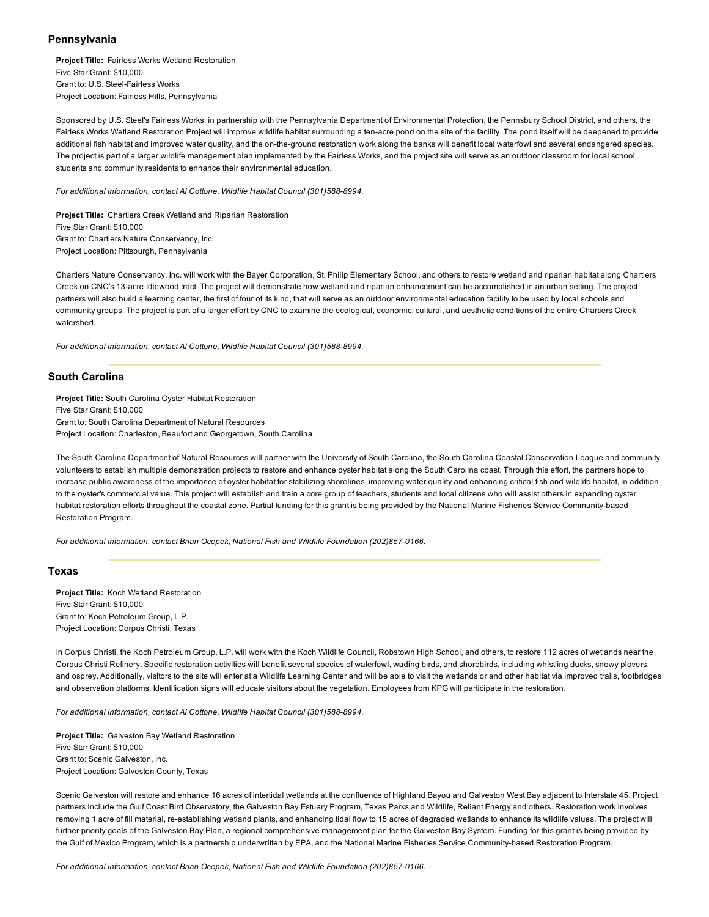## Pennsylvania

**Project Title:** Fairless Works Wetland Restoration
Five Star Grant: $10,000
Grant to: U.S. Steel-Fairless Works
Project Location: Fairless Hills, Pennsylvania

Sponsored by U.S. Steel's Fairless Works, in partnership with the Pennsylvania Department of Environmental Protection, the Pennsbury School District, and others, the Fairless Works Wetland Restoration Project will improve wildlife habitat surrounding a ten-acre pond on the site of the facility. The pond itself will be deepened to provide additional fish habitat and improved water quality, and the on-the-ground restoration work along the banks will benefit local waterfowl and several endangered species. The project is part of a larger wildlife management plan implemented by the Fairless Works, and the project site will serve as an outdoor classroom for local school students and community residents to enhance their environmental education.

*For additional information, contact Al Cottone, Wildlife Habitat Council (301)588-8994.*

**Project Title:** Chartiers Creek Wetland and Riparian Restoration
Five Star Grant: $10,000
Grant to: Chartiers Nature Conservancy, Inc.
Project Location: Pittsburgh, Pennsylvania

Chartiers Nature Conservancy, Inc. will work with the Bayer Corporation, St. Philip Elementary School, and others to restore wetland and riparian habitat along Chartiers Creek on CNC's 13-acre Idlewood tract. The project will demonstrate how wetland and riparian enhancement can be accomplished in an urban setting. The project partners will also build a learning center, the first of four of its kind, that will serve as an outdoor environmental education facility to be used by local schools and community groups. The project is part of a larger effort by CNC to examine the ecological, economic, cultural, and aesthetic conditions of the entire Chartiers Creek watershed.

*For additional information, contact Al Cottone, Wildlife Habitat Council (301)588-8994.*

## South Carolina

**Project Title:** South Carolina Oyster Habitat Restoration
Five Star Grant: $10,000
Grant to: South Carolina Department of Natural Resources
Project Location: Charleston, Beaufort and Georgetown, South Carolina

The South Carolina Department of Natural Resources will partner with the University of South Carolina, the South Carolina Coastal Conservation League and community volunteers to establish multiple demonstration projects to restore and enhance oyster habitat along the South Carolina coast. Through this effort, the partners hope to increase public awareness of the importance of oyster habitat for stabilizing shorelines, improving water quality and enhancing critical fish and wildlife habitat, in addition to the oyster's commercial value. This project will establish and train a core group of teachers, students and local citizens who will assist others in expanding oyster habitat restoration efforts throughout the coastal zone. Partial funding for this grant is being provided by the National Marine Fisheries Service Community-based Restoration Program.

*For additional information, contact Brian Ocepek, National Fish and Wildlife Foundation (202)857-0166.*

## Texas

**Project Title:** Koch Wetland Restoration
Five Star Grant: $10,000
Grant to: Koch Petroleum Group, L.P.
Project Location: Corpus Christi, Texas

In Corpus Christi, the Koch Petroleum Group, L.P. will work with the Koch Wildlife Council, Robstown High School, and others, to restore 112 acres of wetlands near the Corpus Christi Refinery. Specific restoration activities will benefit several species of waterfowl, wading birds, and shorebirds, including whistling ducks, snowy plovers, and osprey. Additionally, visitors to the site will enter at a Wildlife Learning Center and will be able to visit the wetlands or and other habitat via improved trails, footbridges and observation platforms. Identification signs will educate visitors about the vegetation. Employees from KPG will participate in the restoration.

*For additional information, contact Al Cottone, Wildlife Habitat Council (301)588-8994.*

**Project Title:** Galveston Bay Wetland Restoration
Five Star Grant: $10,000
Grant to: Scenic Galveston, Inc.
Project Location: Galveston County, Texas

Scenic Galveston will restore and enhance 16 acres of intertidal wetlands at the confluence of Highland Bayou and Galveston West Bay adjacent to Interstate 45. Project partners include the Gulf Coast Bird Observatory, the Galveston Bay Estuary Program, Texas Parks and Wildlife, Reliant Energy and others. Restoration work involves removing 1 acre of fill material, re-establishing wetland plants, and enhancing tidal flow to 15 acres of degraded wetlands to enhance its wildlife values. The project will further priority goals of the Galveston Bay Plan, a regional comprehensive management plan for the Galveston Bay System. Funding for this grant is being provided by the Gulf of Mexico Program, which is a partnership underwritten by EPA, and the National Marine Fisheries Service Community-based Restoration Program.

*For additional information, contact Brian Ocepek, National Fish and Wildlife Foundation (202)857-0166.*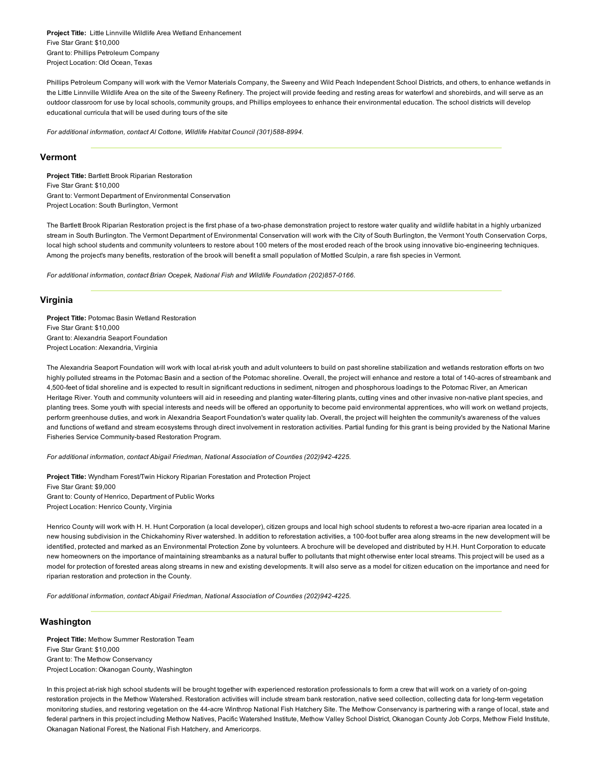**Project Title:** Little Linnville Wildlife Area Wetland Enhancement
Five Star Grant: $10,000
Grant to: Phillips Petroleum Company
Project Location: Old Ocean, Texas

Phillips Petroleum Company will work with the Vernor Materials Company, the Sweeny and Wild Peach Independent School Districts, and others, to enhance wetlands in the Little Linnville Wildlife Area on the site of the Sweeny Refinery. The project will provide feeding and resting areas for waterfowl and shorebirds, and will serve as an outdoor classroom for use by local schools, community groups, and Phillips employees to enhance their environmental education. The school districts will develop educational curricula that will be used during tours of the site

*For additional information, contact Al Cottone, Wildlife Habitat Council (301)588-8994.*

## Vermont

**Project Title:** Bartlett Brook Riparian Restoration
Five Star Grant: $10,000
Grant to: Vermont Department of Environmental Conservation
Project Location: South Burlington, Vermont

The Bartlett Brook Riparian Restoration project is the first phase of a two-phase demonstration project to restore water quality and wildlife habitat in a highly urbanized stream in South Burlington. The Vermont Department of Environmental Conservation will work with the City of South Burlington, the Vermont Youth Conservation Corps, local high school students and community volunteers to restore about 100 meters of the most eroded reach of the brook using innovative bio-engineering techniques. Among the project's many benefits, restoration of the brook will benefit a small population of Mottled Sculpin, a rare fish species in Vermont.

*For additional information, contact Brian Ocepek, National Fish and Wildlife Foundation (202)857-0166.*

## Virginia

**Project Title:** Potomac Basin Wetland Restoration
Five Star Grant: $10,000
Grant to: Alexandria Seaport Foundation
Project Location: Alexandria, Virginia

The Alexandria Seaport Foundation will work with local at-risk youth and adult volunteers to build on past shoreline stabilization and wetlands restoration efforts on two highly polluted streams in the Potomac Basin and a section of the Potomac shoreline. Overall, the project will enhance and restore a total of 140-acres of streambank and 4,500-feet of tidal shoreline and is expected to result in significant reductions in sediment, nitrogen and phosphorous loadings to the Potomac River, an American Heritage River. Youth and community volunteers will aid in reseeding and planting water-filtering plants, cutting vines and other invasive non-native plant species, and planting trees. Some youth with special interests and needs will be offered an opportunity to become paid environmental apprentices, who will work on wetland projects, perform greenhouse duties, and work in Alexandria Seaport Foundation's water quality lab. Overall, the project will heighten the community's awareness of the values and functions of wetland and stream ecosystems through direct involvement in restoration activities. Partial funding for this grant is being provided by the National Marine Fisheries Service Community-based Restoration Program.

*For additional information, contact Abigail Friedman, National Association of Counties (202)942-4225.*

**Project Title:** Wyndham Forest/Twin Hickory Riparian Forestation and Protection Project
Five Star Grant: $9,000
Grant to: County of Henrico, Department of Public Works
Project Location: Henrico County, Virginia

Henrico County will work with H. H. Hunt Corporation (a local developer), citizen groups and local high school students to reforest a two-acre riparian area located in a new housing subdivision in the Chickahominy River watershed. In addition to reforestation activities, a 100-foot buffer area along streams in the new development will be identified, protected and marked as an Environmental Protection Zone by volunteers. A brochure will be developed and distributed by H.H. Hunt Corporation to educate new homeowners on the importance of maintaining streambanks as a natural buffer to pollutants that might otherwise enter local streams. This project will be used as a model for protection of forested areas along streams in new and existing developments. It will also serve as a model for citizen education on the importance and need for riparian restoration and protection in the County.

*For additional information, contact Abigail Friedman, National Association of Counties (202)942-4225.*

## Washington

**Project Title:** Methow Summer Restoration Team
Five Star Grant: $10,000
Grant to: The Methow Conservancy
Project Location: Okanogan County, Washington

In this project at-risk high school students will be brought together with experienced restoration professionals to form a crew that will work on a variety of on-going restoration projects in the Methow Watershed. Restoration activities will include stream bank restoration, native seed collection, collecting data for long-term vegetation monitoring studies, and restoring vegetation on the 44-acre Winthrop National Fish Hatchery Site. The Methow Conservancy is partnering with a range of local, state and federal partners in this project including Methow Natives, Pacific Watershed Institute, Methow Valley School District, Okanogan County Job Corps, Methow Field Institute, Okanagan National Forest, the National Fish Hatchery, and Americorps.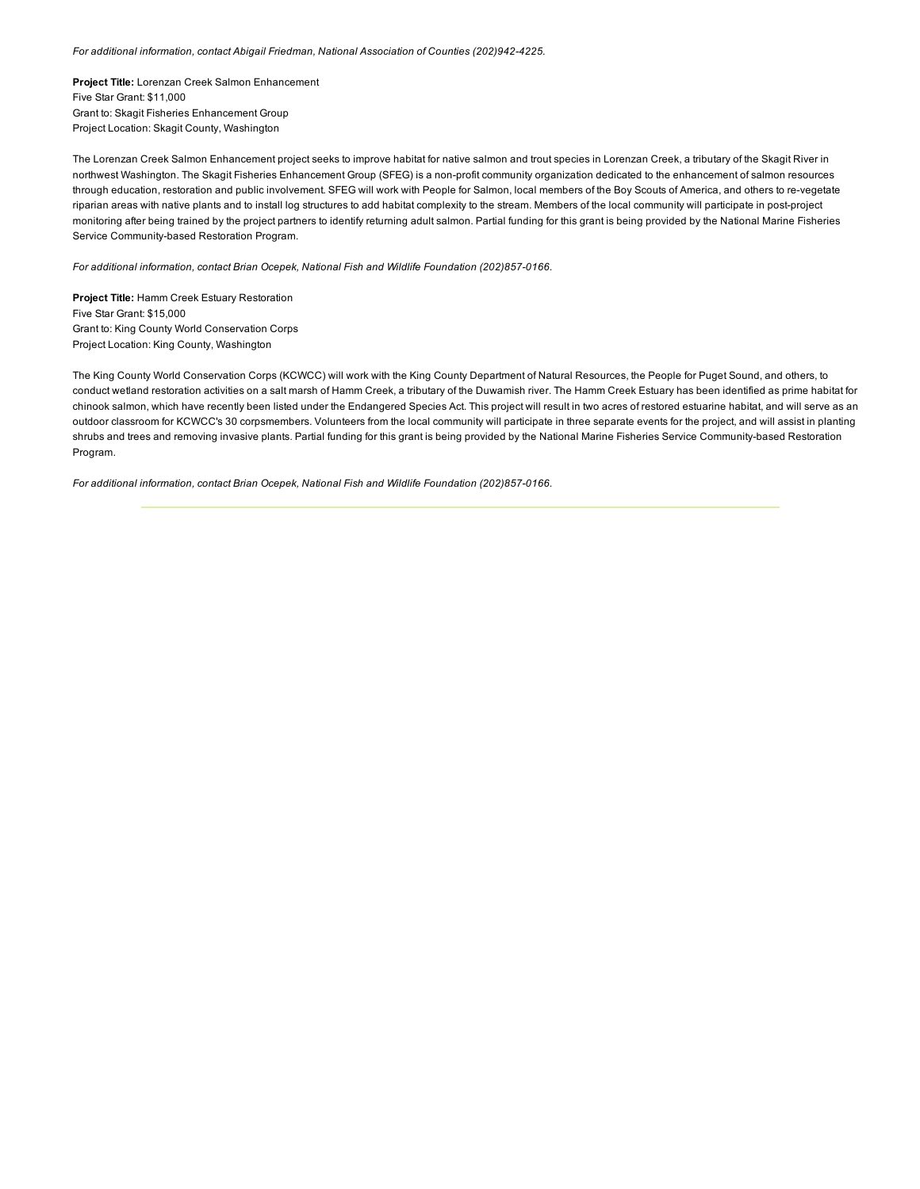*For additional information, contact Abigail Friedman, National Association of Counties (202)942-4225.*

**Project Title:** Lorenzan Creek Salmon Enhancement
Five Star Grant: $11,000
Grant to: Skagit Fisheries Enhancement Group
Project Location: Skagit County, Washington

The Lorenzan Creek Salmon Enhancement project seeks to improve habitat for native salmon and trout species in Lorenzan Creek, a tributary of the Skagit River in northwest Washington. The Skagit Fisheries Enhancement Group (SFEG) is a non-profit community organization dedicated to the enhancement of salmon resources through education, restoration and public involvement. SFEG will work with People for Salmon, local members of the Boy Scouts of America, and others to re-vegetate riparian areas with native plants and to install log structures to add habitat complexity to the stream. Members of the local community will participate in post-project monitoring after being trained by the project partners to identify returning adult salmon. Partial funding for this grant is being provided by the National Marine Fisheries Service Community-based Restoration Program.

*For additional information, contact Brian Ocepek, National Fish and Wildlife Foundation (202)857-0166.*

**Project Title:** Hamm Creek Estuary Restoration
Five Star Grant: $15,000
Grant to: King County World Conservation Corps
Project Location: King County, Washington

The King County World Conservation Corps (KCWCC) will work with the King County Department of Natural Resources, the People for Puget Sound, and others, to conduct wetland restoration activities on a salt marsh of Hamm Creek, a tributary of the Duwamish river. The Hamm Creek Estuary has been identified as prime habitat for chinook salmon, which have recently been listed under the Endangered Species Act. This project will result in two acres of restored estuarine habitat, and will serve as an outdoor classroom for KCWCC's 30 corpsmembers. Volunteers from the local community will participate in three separate events for the project, and will assist in planting shrubs and trees and removing invasive plants. Partial funding for this grant is being provided by the National Marine Fisheries Service Community-based Restoration Program.

*For additional information, contact Brian Ocepek, National Fish and Wildlife Foundation (202)857-0166.*